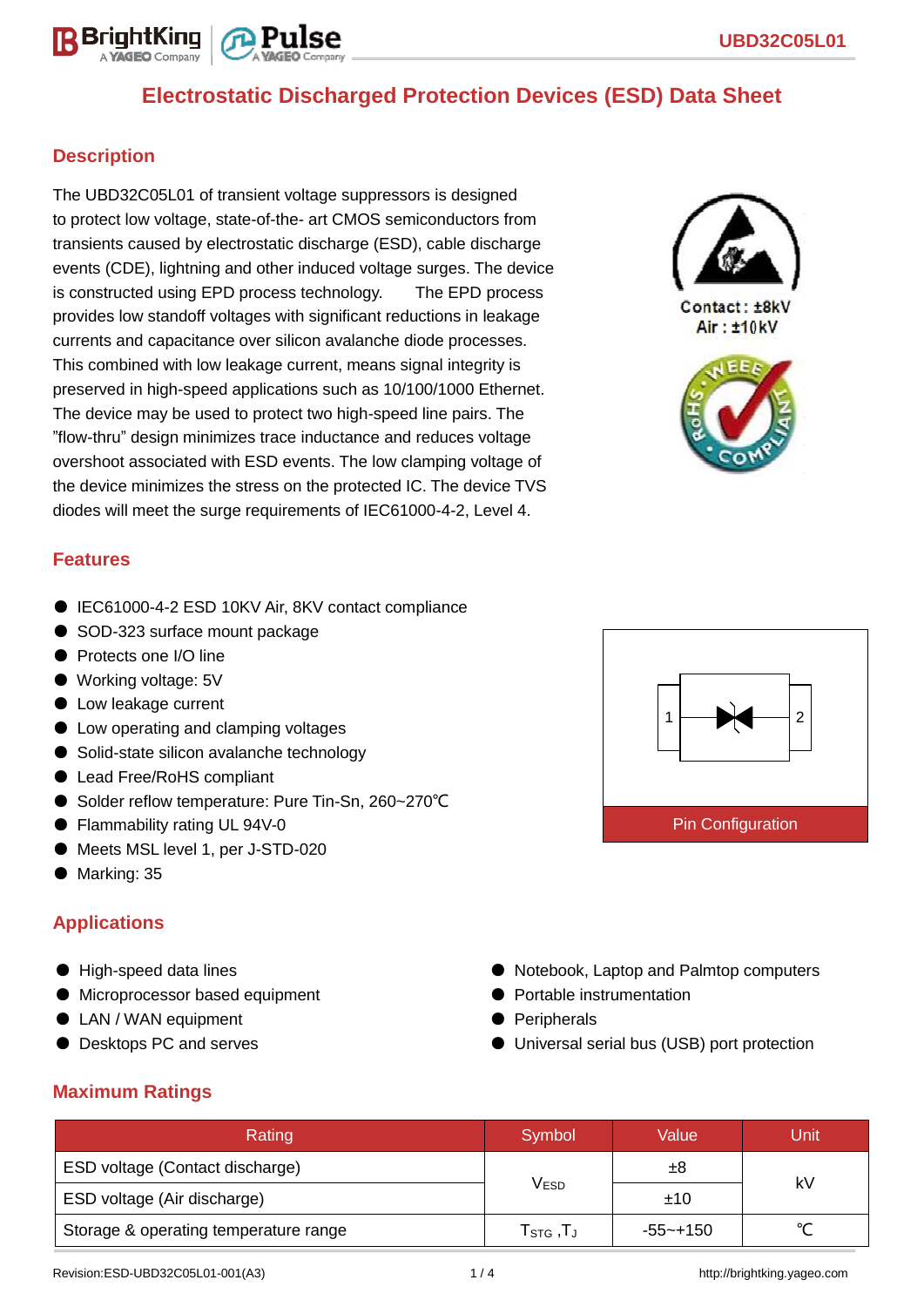# Electrostatic Discharged Protection Devices (ESD) Data Sheet

## Description

The UBD32C05L01 of transient voltage suppressors is designed to protect low voltage, state-of-the- art CMOS semiconductors from transients caused by electrostatic discharge (ESD), cable discharge events (CDE), lightning and other induced voltage surges. The device is constructed using EPD process technology. The EPD process provides low standoff voltages with significant reductions in leakage currents and capacitance over silicon avalanche diode processes. This combined with low leakage current, means signal integrity is preserved in high-speed applications such as 10/100/1000 Ethernet. The device may be used to protect two high-speed line pairs. The "flow-thru" design minimizes trace inductance and reduces voltage overshoot associated with ESD events. The low clamping voltage of the device minimizes the stress on the protected IC. The device TVS diodes will meet the surge requirements of IEC61000-4-2, Level 4.

Contact : ±8kV
Air : ±10kV

## Features

- IEC61000-4-2 ESD 10KV Air, 8KV contact compliance
- SOD-323 surface mount package
- Protects one I/O line
- Working voltage: 5V
- Low leakage current
- Low operating and clamping voltages
- Solid-state silicon avalanche technology
- Lead Free/RoHS compliant
- Solder reflow temperature: Pure Tin-Sn, 260~270℃
- Flammability rating UL 94V-0
- Meets MSL level 1, per J-STD-020
- Marking: 35

Pin Configuration

## Applications

- High-speed data lines
- Microprocessor based equipment
- LAN / WAN equipment
- Desktops PC and serves
- Notebook, Laptop and Palmtop computers
- Portable instrumentation
- Peripherals
- Universal serial bus (USB) port protection

## Maximum Ratings

| Rating | Symbol | Value | Unit |
|---|---|---|---|
| ESD voltage (Contact discharge) | $V_{ESD}$ | ±8 | kV |
| ESD voltage (Air discharge) | | ±10 | |
| Storage & operating temperature range | $T_{STG}$ ,$T_J$ | -55~+150 | ℃ |

Revision:ESD-UBD32C05L01-001(A3)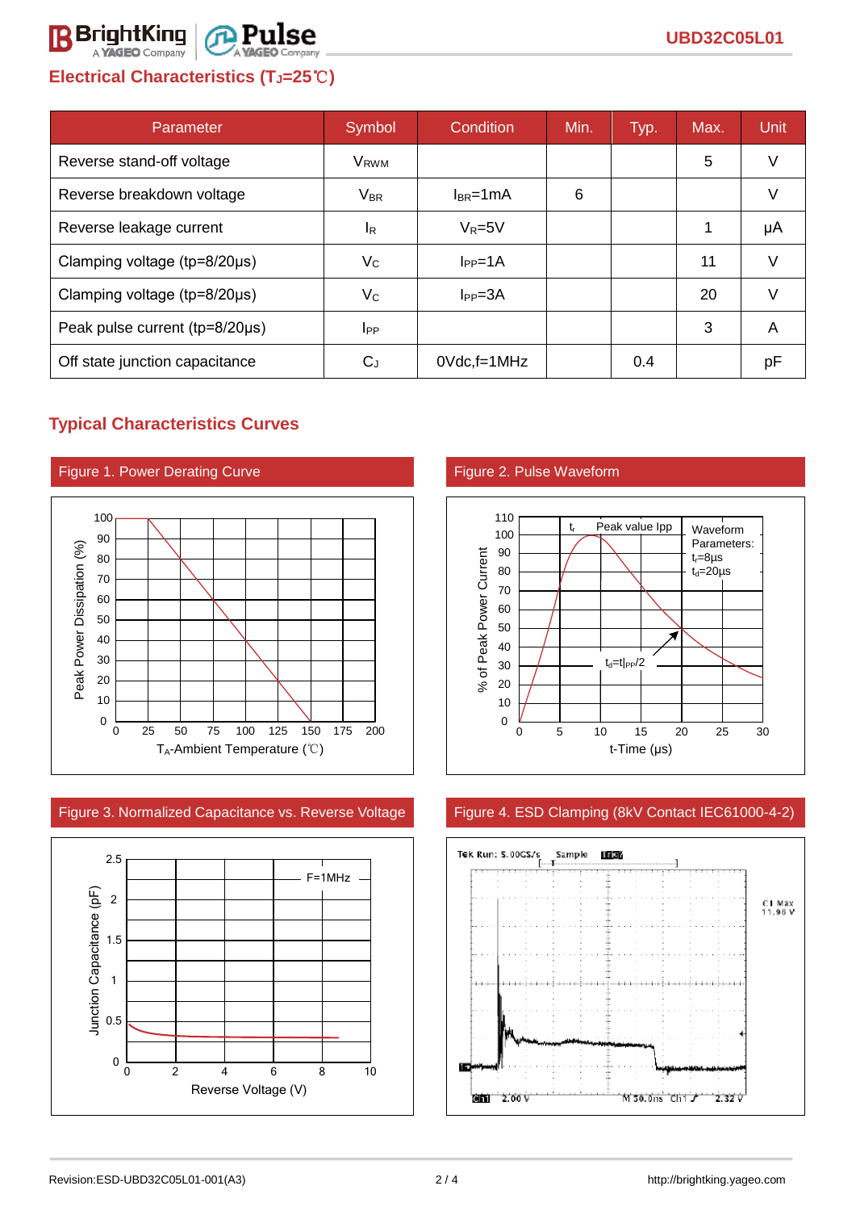## Electrical Characteristics ($T_J$=25℃)

| Parameter | Symbol | Condition | Min. | Typ. | Max. | Unit |
|---|---|---|---|---|---|---|
| Reverse stand-off voltage | $V_{RWM}$ | | | | 5 | V |
| Reverse breakdown voltage | $V_{BR}$ | $I_{BR}$=1mA | 6 | | | V |
| Reverse leakage current | $I_R$ | $V_R$=5V | | | 1 | μA |
| Clamping voltage (tp=8/20μs) | $V_C$ | $I_{PP}$=1A | | | 11 | V |
| Clamping voltage (tp=8/20μs) | $V_C$ | $I_{PP}$=3A | | | 20 | V |
| Peak pulse current (tp=8/20μs) | $I_{PP}$ | | | | 3 | A |
| Off state junction capacitance | $C_J$ | 0Vdc,f=1MHz | | 0.4 | | pF |

## Typical Characteristics Curves

Figure 1. Power Derating Curve

Figure 2. Pulse Waveform

Figure 3. Normalized Capacitance vs. Reverse Voltage

Figure 4. ESD Clamping (8kV Contact IEC61000-4-2)

Revision:ESD-UBD32C05L01-001(A3)

http://brightking.yageo.com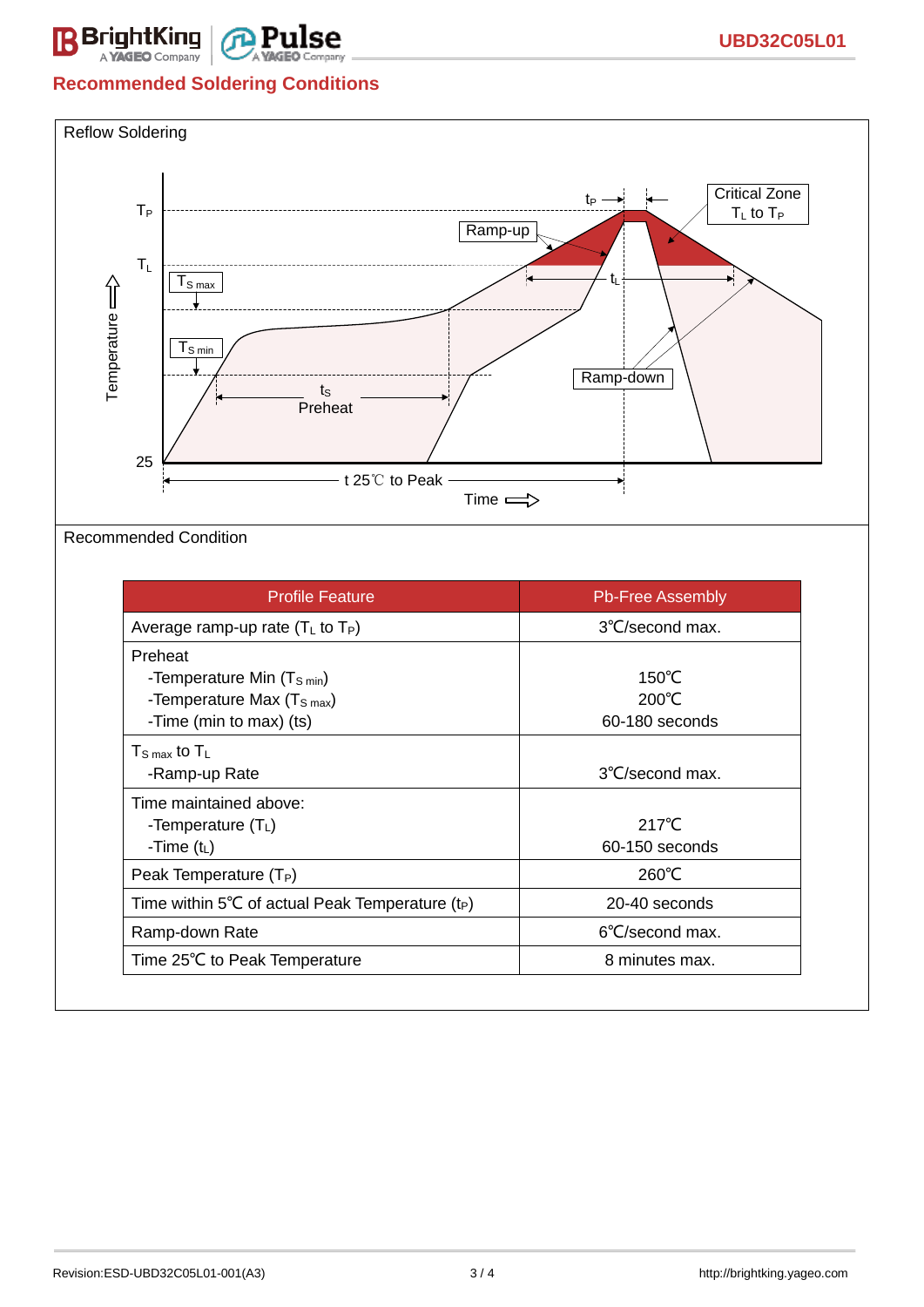## Recommended Soldering Conditions

Reflow Soldering

$T_P$

$T_L$

$T_{S\,max}$

$T_{S\,min}$

25

Temperature

Ramp-up

$t_P$

Critical Zone $T_L$ to $T_P$

$t_L$

$t_S$ Preheat

Ramp-down

t 25℃ to Peak

Time

Recommended Condition

| Profile Feature | Pb-Free Assembly |
|---|---|
| Average ramp-up rate ($T_L$ to $T_P$) | 3℃/second max. |
| Preheat<br>-Temperature Min ($T_{S\,min}$)<br>-Temperature Max ($T_{S\,max}$)<br>-Time (min to max) (ts) | <br>150℃<br>200℃<br>60-180 seconds |
| $T_{S\,max}$ to $T_L$<br>-Ramp-up Rate | <br>3℃/second max. |
| Time maintained above:<br>-Temperature ($T_L$)<br>-Time ($t_L$) | <br>217℃<br>60-150 seconds |
| Peak Temperature ($T_P$) | 260℃ |
| Time within 5℃ of actual Peak Temperature ($t_P$) | 20-40 seconds |
| Ramp-down Rate | 6℃/second max. |
| Time 25℃ to Peak Temperature | 8 minutes max. |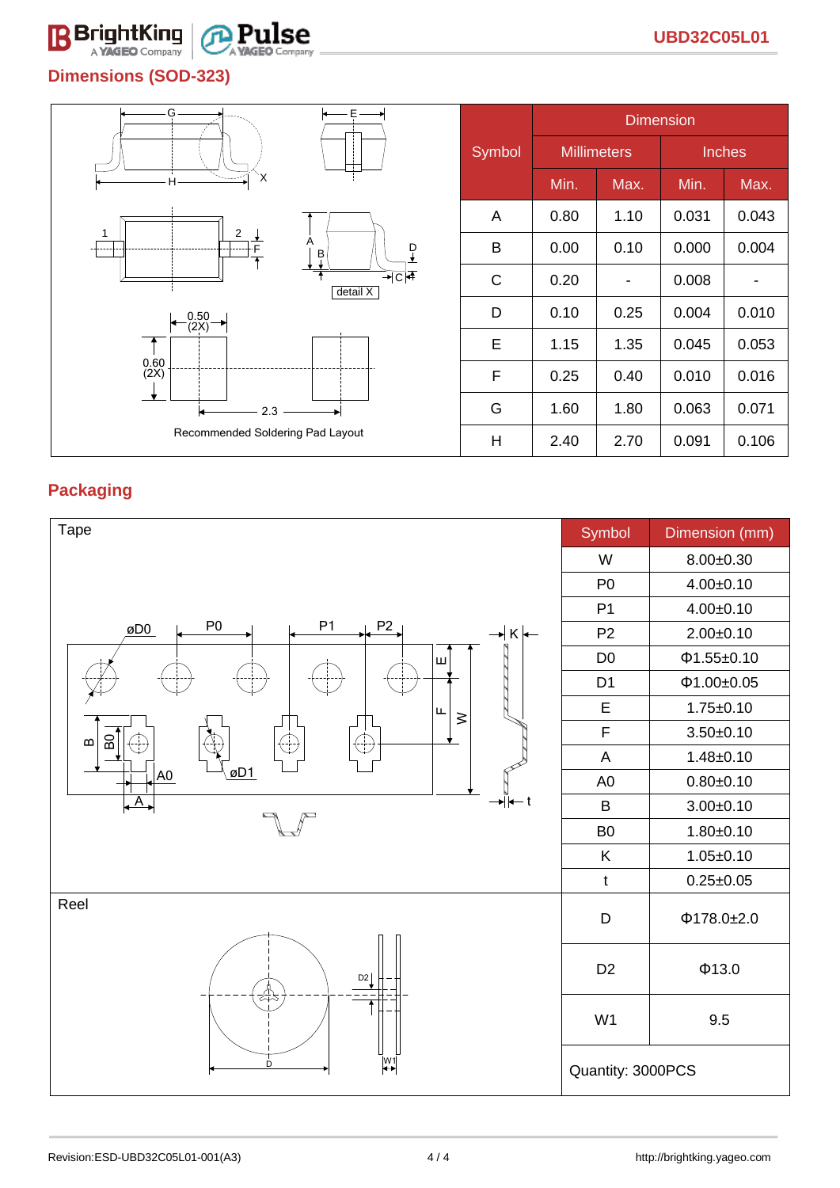## Dimensions (SOD-323)

Recommended Soldering Pad Layout

| Symbol | Dimension | | | |
|---|---|---|---|---|
| | Millimeters | | Inches | |
| | Min. | Max. | Min. | Max. |
| A | 0.80 | 1.10 | 0.031 | 0.043 |
| B | 0.00 | 0.10 | 0.000 | 0.004 |
| C | 0.20 | - | 0.008 | - |
| D | 0.10 | 0.25 | 0.004 | 0.010 |
| E | 1.15 | 1.35 | 0.045 | 0.053 |
| F | 0.25 | 0.40 | 0.010 | 0.016 |
| G | 1.60 | 1.80 | 0.063 | 0.071 |
| H | 2.40 | 2.70 | 0.091 | 0.106 |

## Packaging

Tape

| Symbol | Dimension (mm) |
|---|---|
| W | 8.00±0.30 |
| P0 | 4.00±0.10 |
| P1 | 4.00±0.10 |
| P2 | 2.00±0.10 |
| D0 | Φ1.55±0.10 |
| D1 | Φ1.00±0.05 |
| E | 1.75±0.10 |
| F | 3.50±0.10 |
| A | 1.48±0.10 |
| A0 | 0.80±0.10 |
| B | 3.00±0.10 |
| B0 | 1.80±0.10 |
| K | 1.05±0.10 |
| t | 0.25±0.05 |

Reel

| Symbol | Dimension (mm) |
|---|---|
| D | Φ178.0±2.0 |
| D2 | Φ13.0 |
| W1 | 9.5 |

Quantity: 3000PCS

Revision:ESD-UBD32C05L01-001(A3)

http://brightking.yageo.com